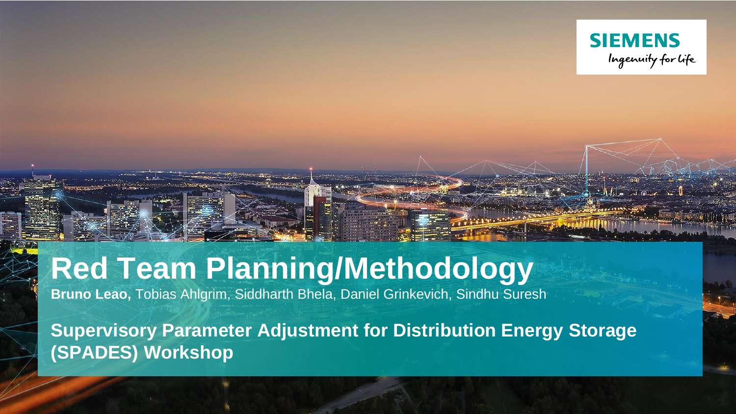SIEMENS

Ingenuity for life

# Red Team Planning/Methodology

**Bruno Leao,** Tobias Ahlgrim, Siddharth Bhela, Daniel Grinkevich, Sindhu Suresh

**Supervisory Parameter Adjustment for Distribution Energy Storage (SPADES) Workshop**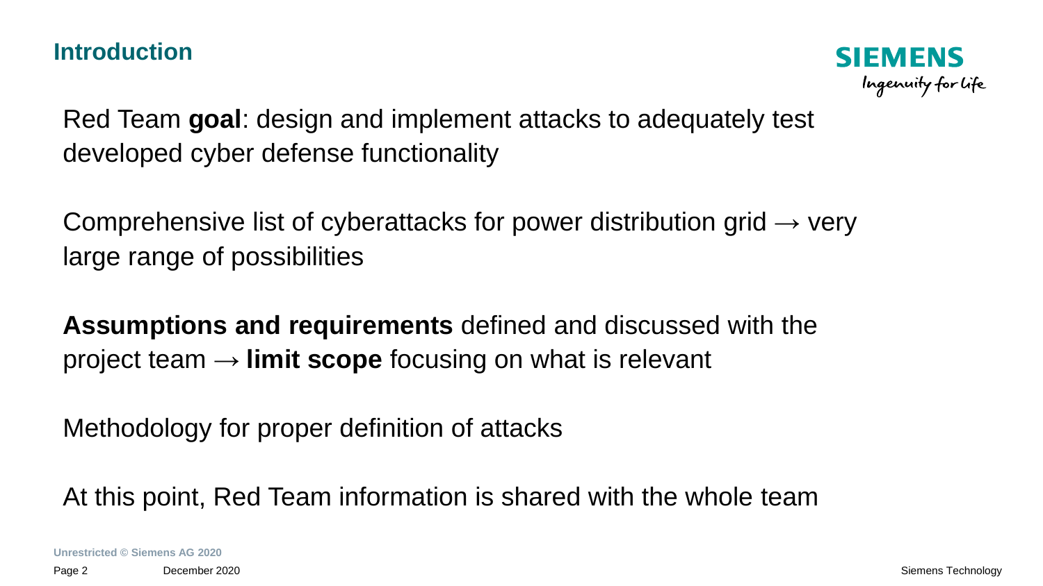## Introduction

Red Team **goal**: design and implement attacks to adequately test developed cyber defense functionality

Comprehensive list of cyberattacks for power distribution grid → very large range of possibilities

**Assumptions and requirements** defined and discussed with the project team → **limit scope** focusing on what is relevant

Methodology for proper definition of attacks

At this point, Red Team information is shared with the whole team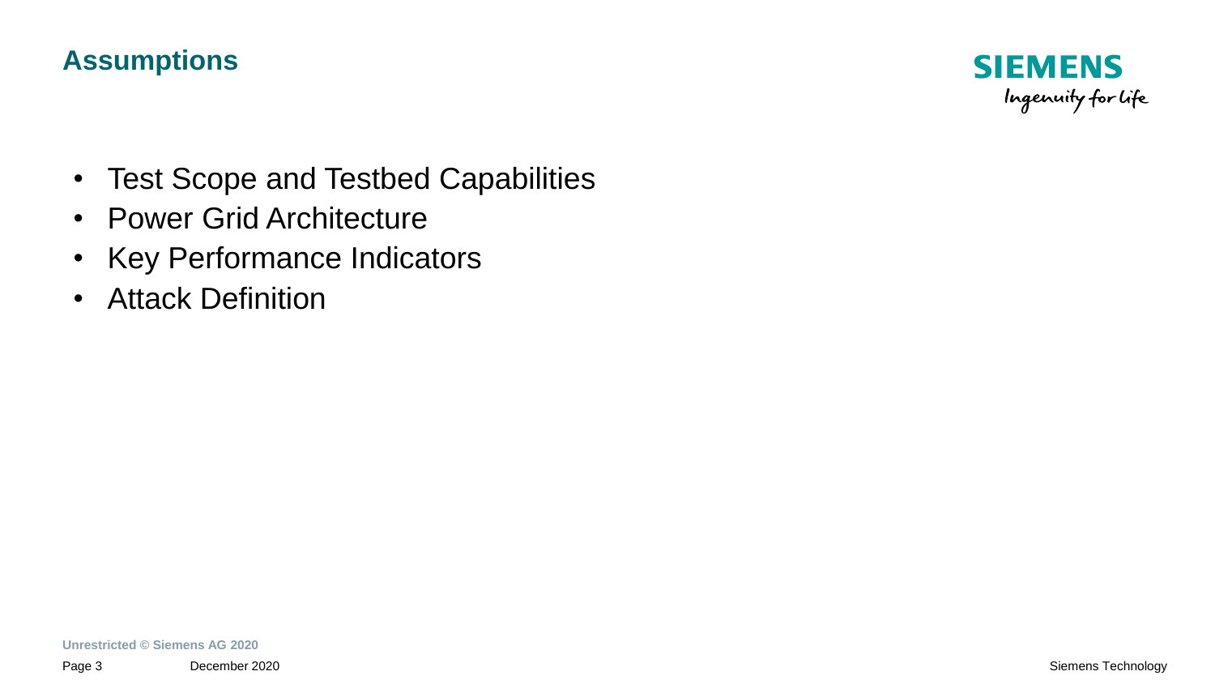## Assumptions

- Test Scope and Testbed Capabilities
- Power Grid Architecture
- Key Performance Indicators
- Attack Definition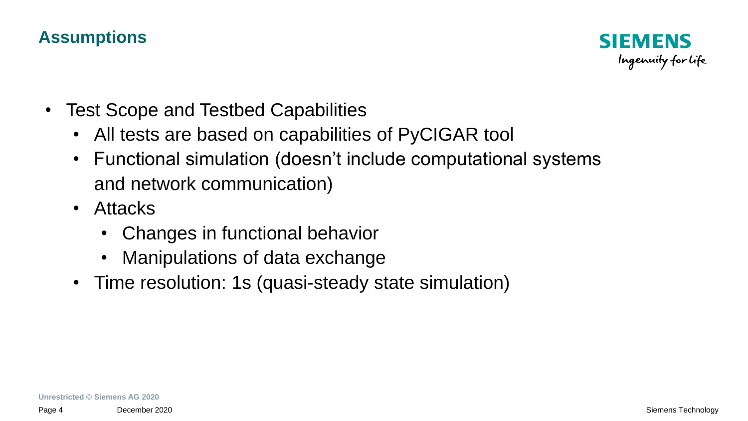## Assumptions

- Test Scope and Testbed Capabilities
  - All tests are based on capabilities of PyCIGAR tool
  - Functional simulation (doesn't include computational systems and network communication)
  - Attacks
    - Changes in functional behavior
    - Manipulations of data exchange
  - Time resolution: 1s (quasi-steady state simulation)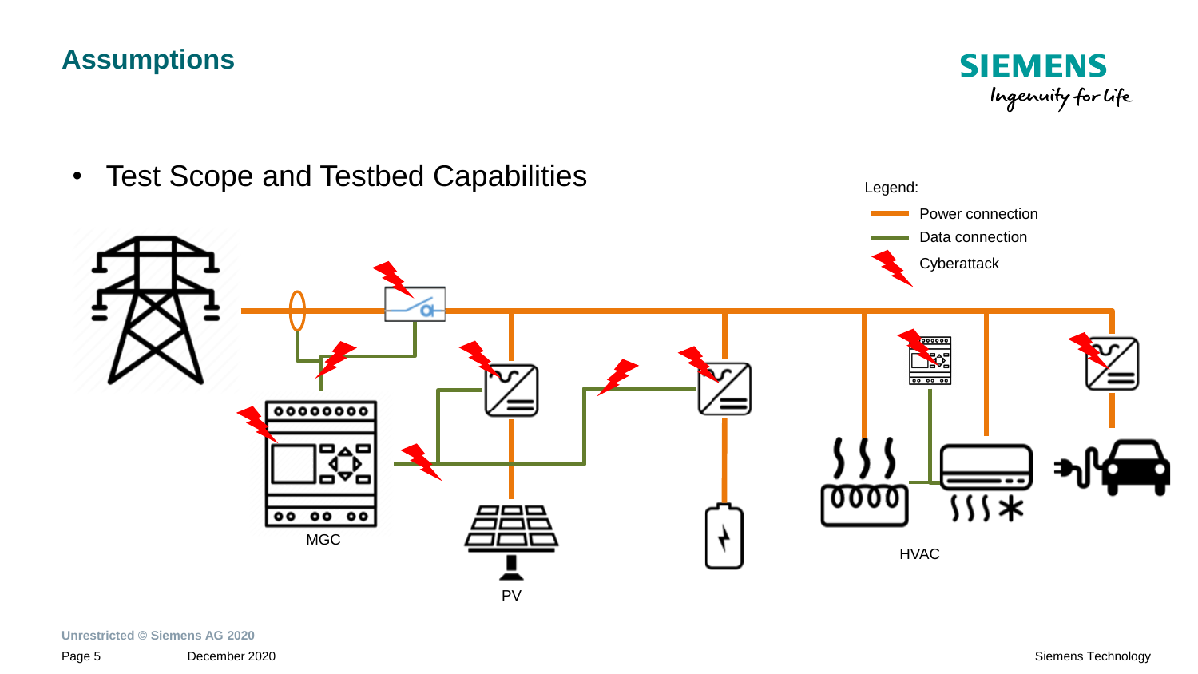# Assumptions

- Test Scope and Testbed Capabilities

Legend:

- Power connection
- Data connection
- Cyberattack

MGC

PV

HVAC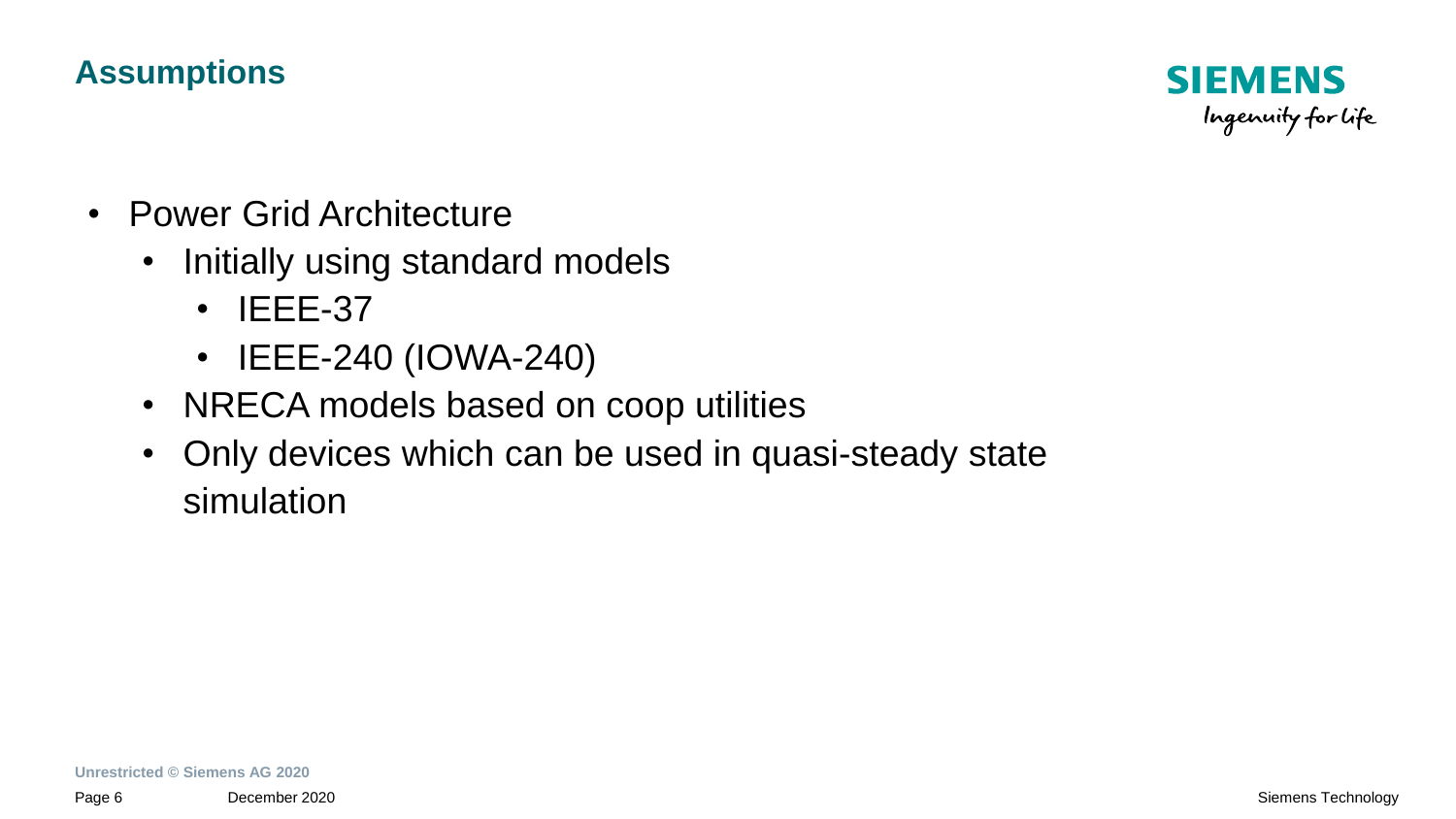## Assumptions

- Power Grid Architecture
  - Initially using standard models
    - IEEE-37
    - IEEE-240 (IOWA-240)
  - NRECA models based on coop utilities
  - Only devices which can be used in quasi-steady state simulation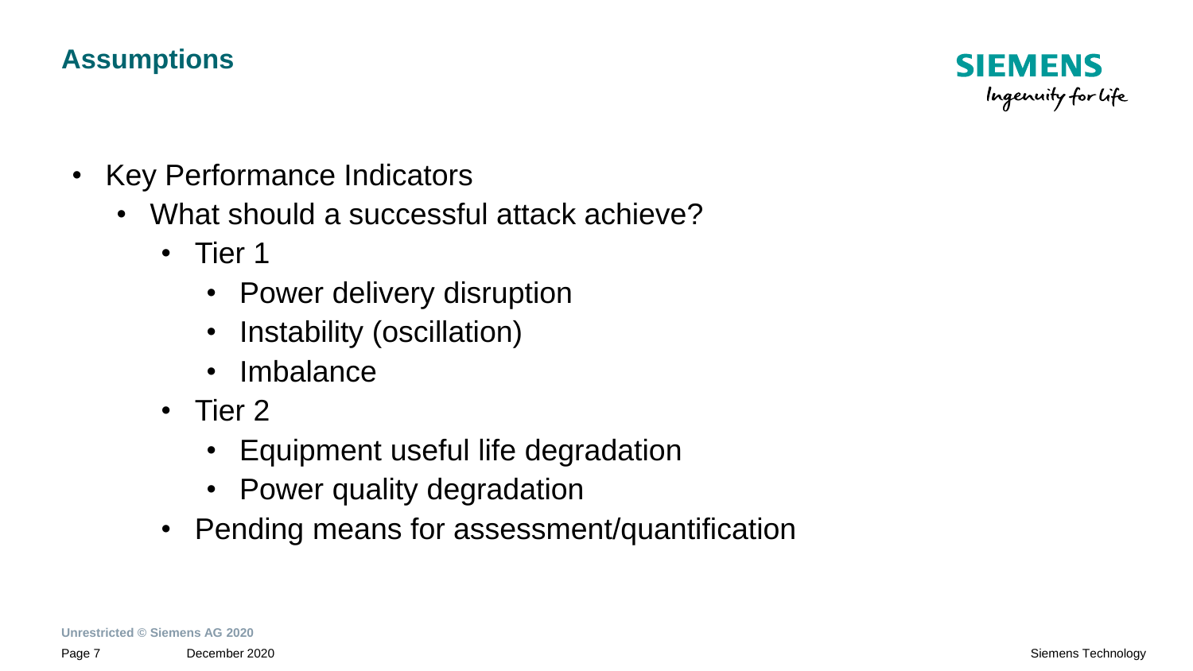## Assumptions

- Key Performance Indicators
  - What should a successful attack achieve?
    - Tier 1
      - Power delivery disruption
      - Instability (oscillation)
      - Imbalance
    - Tier 2
      - Equipment useful life degradation
      - Power quality degradation
    - Pending means for assessment/quantification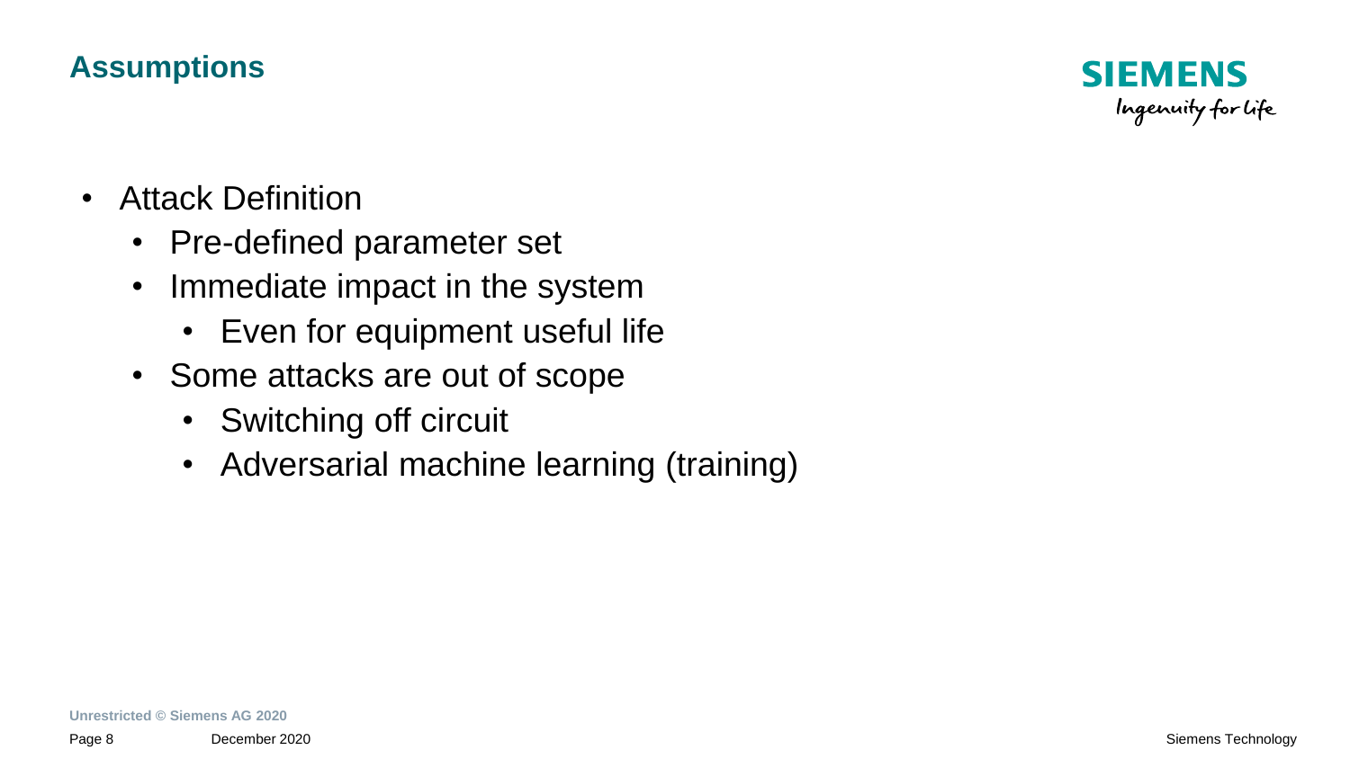## Assumptions

- Attack Definition
  - Pre-defined parameter set
  - Immediate impact in the system
    - Even for equipment useful life
  - Some attacks are out of scope
    - Switching off circuit
    - Adversarial machine learning (training)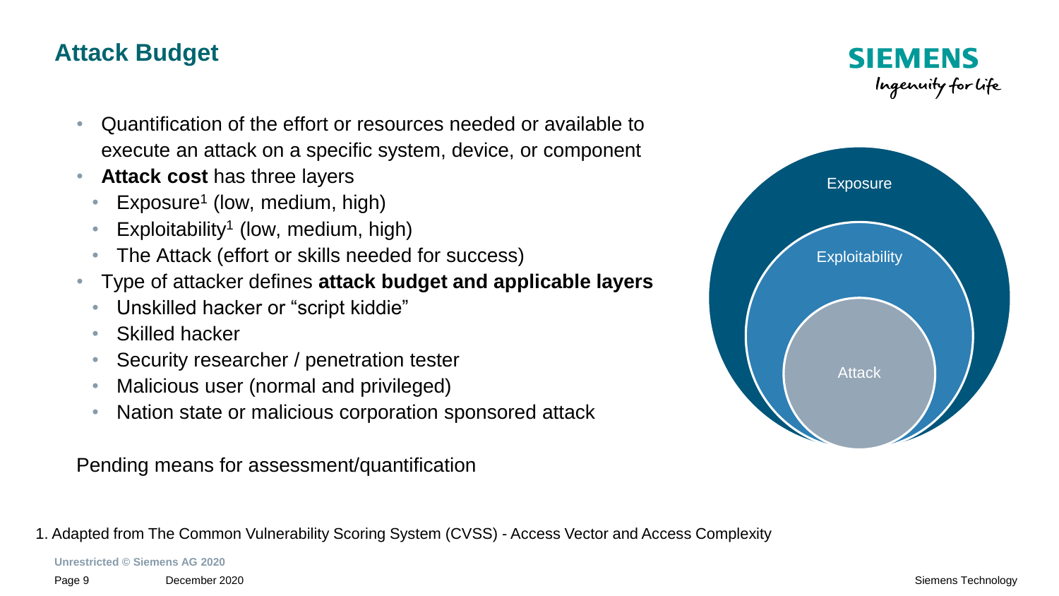## Attack Budget

- Quantification of the effort or resources needed or available to execute an attack on a specific system, device, or component
- **Attack cost** has three layers
  - Exposure[1] (low, medium, high)
  - Exploitability[1] (low, medium, high)
  - The Attack (effort or skills needed for success)
- Type of attacker defines **attack budget and applicable layers**
  - Unskilled hacker or "script kiddie"
  - Skilled hacker
  - Security researcher / penetration tester
  - Malicious user (normal and privileged)
  - Nation state or malicious corporation sponsored attack

Pending means for assessment/quantification

Exposure

Exploitability

Attack

1. Adapted from The Common Vulnerability Scoring System (CVSS) - Access Vector and Access Complexity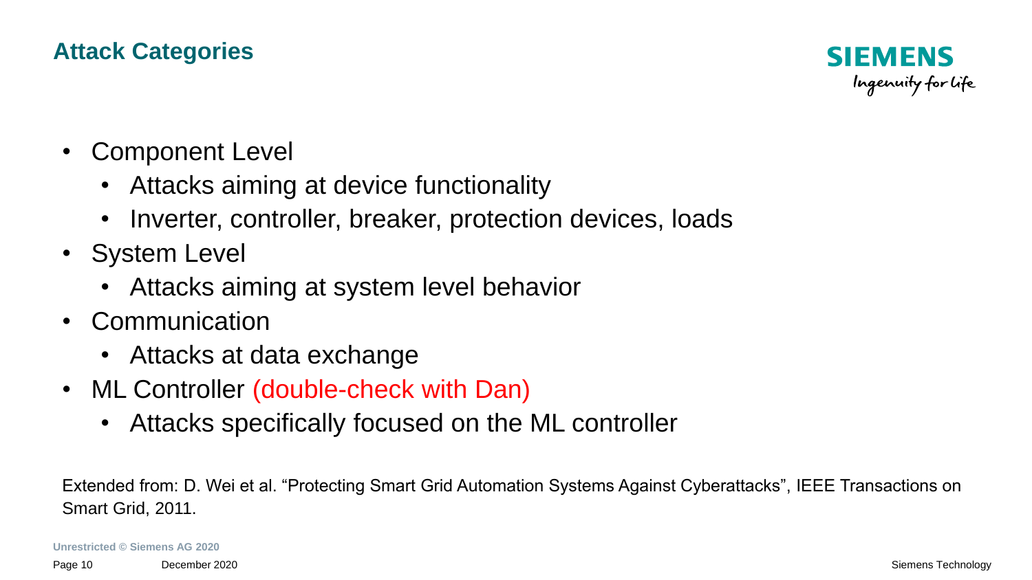## Attack Categories

- Component Level
  - Attacks aiming at device functionality
  - Inverter, controller, breaker, protection devices, loads
- System Level
  - Attacks aiming at system level behavior
- Communication
  - Attacks at data exchange
- ML Controller (double-check with Dan)
  - Attacks specifically focused on the ML controller

Extended from: D. Wei et al. "Protecting Smart Grid Automation Systems Against Cyberattacks", IEEE Transactions on Smart Grid, 2011.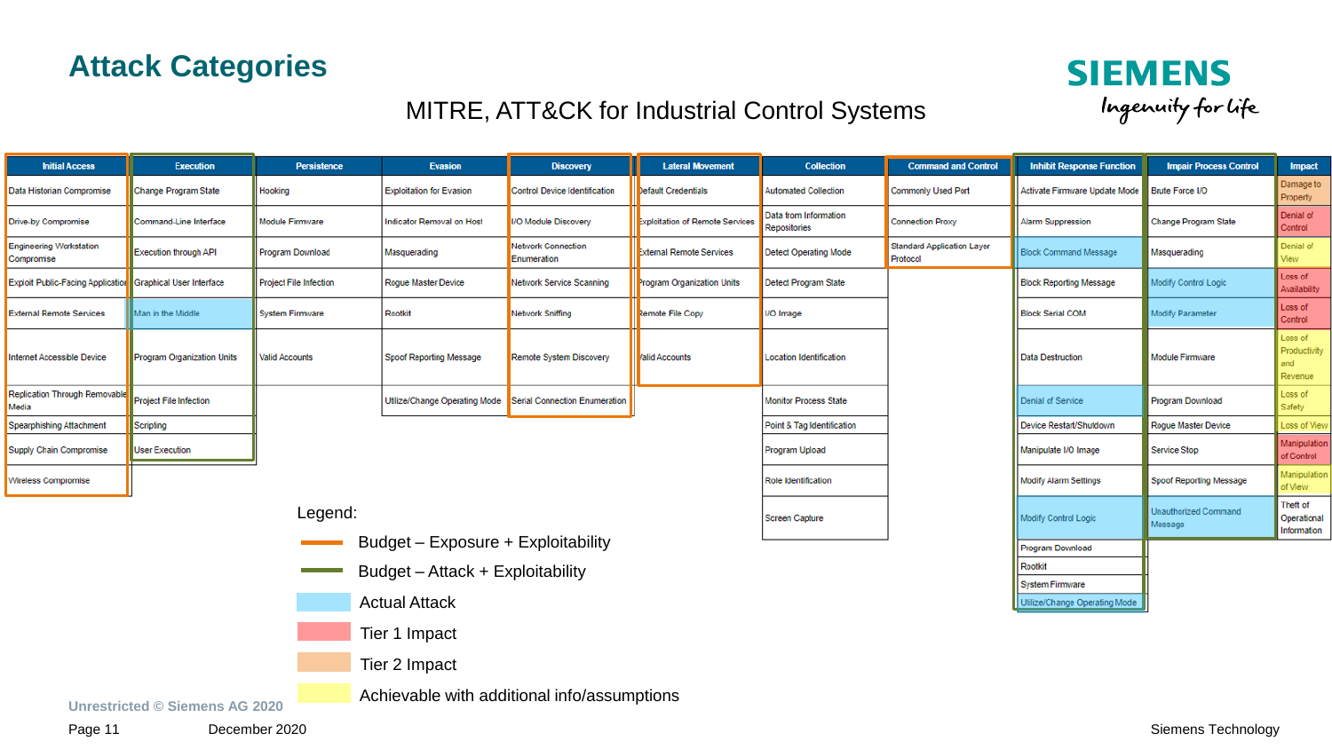# Attack Categories

MITRE, ATT&CK for Industrial Control Systems

| Initial Access | Execution | Persistence | Evasion | Discovery | Lateral Movement | Collection | Command and Control | Inhibit Response Function | Impair Process Control | Impact |
|---|---|---|---|---|---|---|---|---|---|---|
| Data Historian Compromise | Change Program State | Hooking | Exploitation for Evasion | Control Device Identification | Default Credentials | Automated Collection | Commonly Used Port | Activate Firmware Update Mode | Brute Force I/O | Damage to Property |
| Drive-by Compromise | Command-Line Interface | Module Firmware | Indicator Removal on Host | I/O Module Discovery | Exploitation of Remote Services | Data from Information Repositories | Connection Proxy | Alarm Suppression | Change Program State | Denial of Control |
| Engineering Workstation Compromise | Execution through API | Program Download | Masquerading | Network Connection Enumeration | External Remote Services | Detect Operating Mode | Standard Application Layer Protocol | Block Command Message | Masquerading | Denial of View |
| Exploit Public-Facing Application | Graphical User Interface | Project File Infection | Rogue Master Device | Network Service Scanning | Program Organization Units | Detect Program State | | Block Reporting Message | Modify Control Logic | Loss of Availability |
| External Remote Services | Man in the Middle | System Firmware | Rootkit | Network Sniffing | Remote File Copy | I/O Image | | Block Serial COM | Modify Parameter | Loss of Control |
| Internet Accessible Device | Program Organization Units | Valid Accounts | Spoof Reporting Message | Remote System Discovery | Valid Accounts | Location Identification | | Data Destruction | Module Firmware | Loss of Productivity and Revenue |
| Replication Through Removable Media | Project File Infection | | Utilize/Change Operating Mode | Serial Connection Enumeration | | Monitor Process State | | Denial of Service | Program Download | Loss of Safety |
| Spearphishing Attachment | Scripting | | | | | Point & Tag Identification | | Device Restart/Shutdown | Rogue Master Device | Loss of View |
| Supply Chain Compromise | User Execution | | | | | Program Upload | | Manipulate I/O Image | Service Stop | Manipulation of Control |
| Wireless Compromise | | | | | | Role Identification | | Modify Alarm Settings | Spoof Reporting Message | Manipulation of View |
| | | | | | | Screen Capture | | Modify Control Logic | Unauthorized Command Message | Theft of Operational Information |
| | | | | | | | | Program Download | | |
| | | | | | | | | Rootkit | | |
| | | | | | | | | System Firmware | | |
| | | | | | | | | Utilize/Change Operating Mode | | |

Legend:

- Budget – Exposure + Exploitability
- Budget – Attack + Exploitability
- Actual Attack
- Tier 1 Impact
- Tier 2 Impact
- Achievable with additional info/assumptions

Unrestricted © Siemens AG 2020

December 2020

Siemens Technology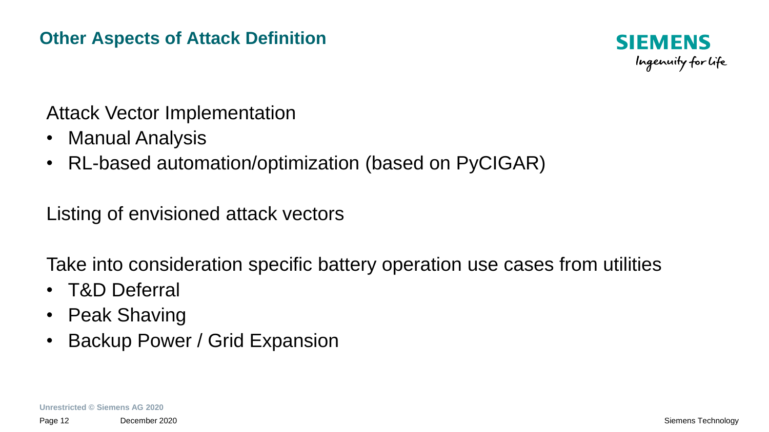# Other Aspects of Attack Definition

Attack Vector Implementation

- Manual Analysis
- RL-based automation/optimization (based on PyCIGAR)

Listing of envisioned attack vectors

Take into consideration specific battery operation use cases from utilities

- T&D Deferral
- Peak Shaving
- Backup Power / Grid Expansion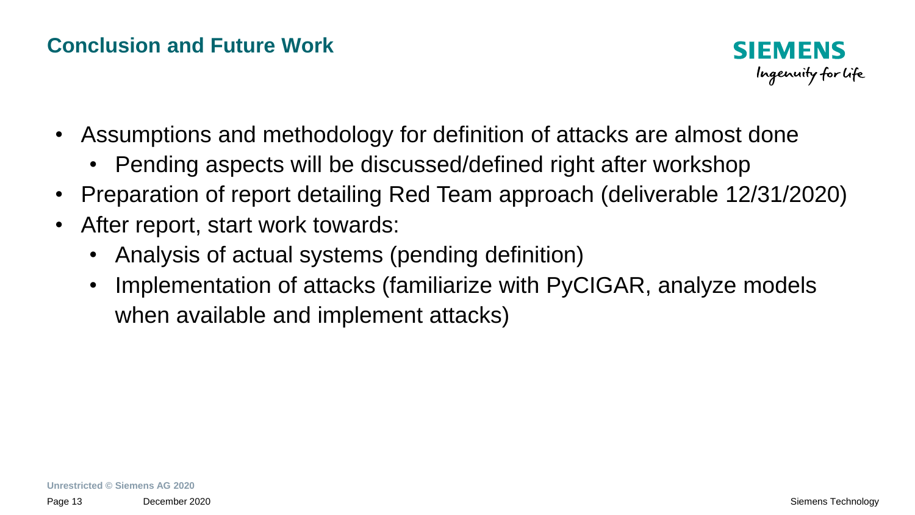## Conclusion and Future Work

- Assumptions and methodology for definition of attacks are almost done
  - Pending aspects will be discussed/defined right after workshop
- Preparation of report detailing Red Team approach (deliverable 12/31/2020)
- After report, start work towards:
  - Analysis of actual systems (pending definition)
  - Implementation of attacks (familiarize with PyCIGAR, analyze models when available and implement attacks)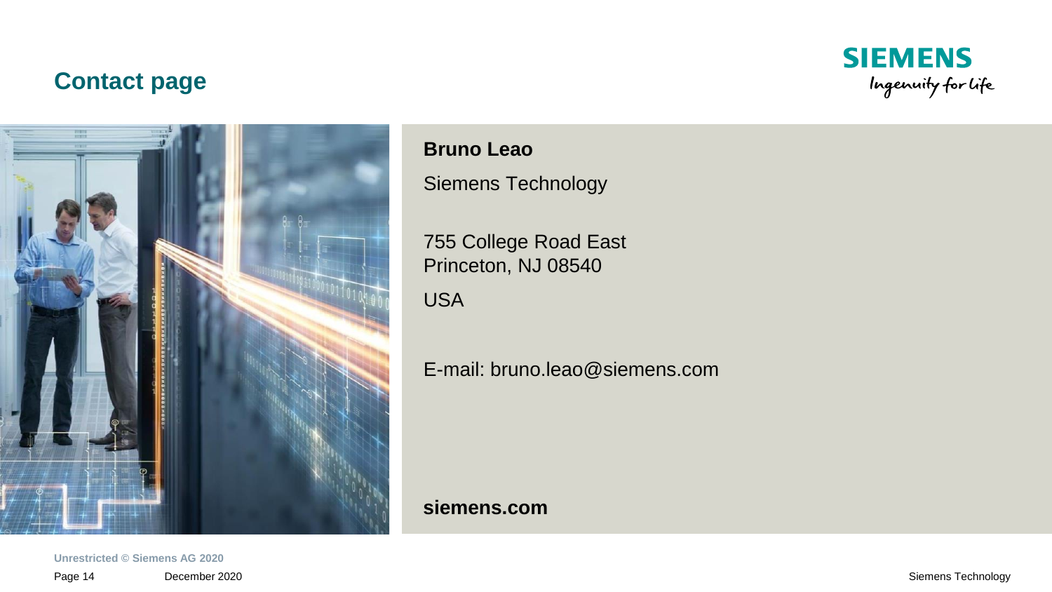## Contact page

**Bruno Leao**

Siemens Technology

755 College Road East
Princeton, NJ 08540

USA

E-mail: bruno.leao@siemens.com

**siemens.com**